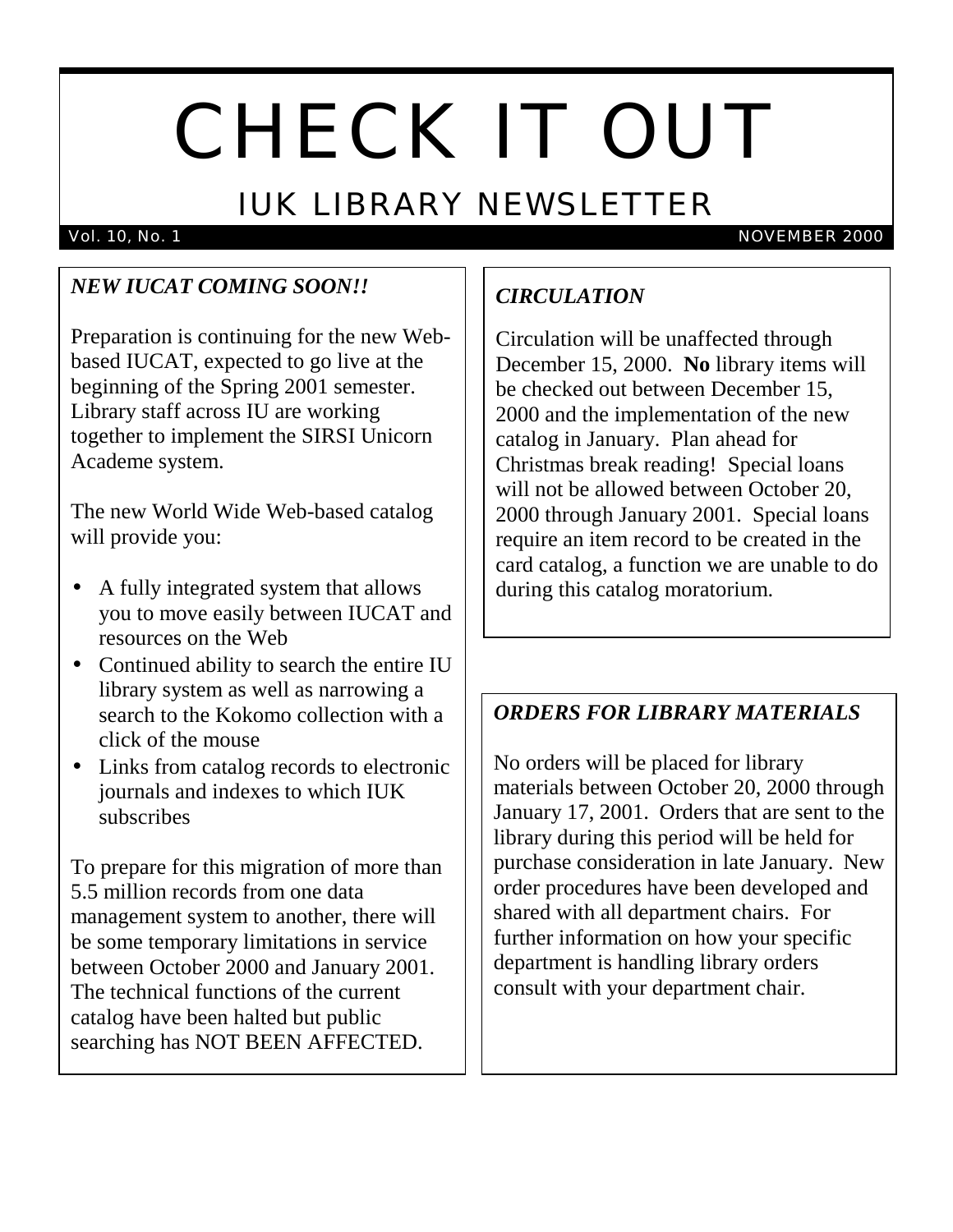# CHECK IT OUT

## IUK LIBRARY NEWSLETTER

Vol. 10, No. 1 NOVEMBER 2000

### *NEW IUCAT COMING SOON!!*

Preparation is continuing for the new Web-based IUCAT, expected to go live at the beginning of the Spring 2001 semester. Library staff across IU are working together to implement the SIRSI Unicorn Academe system.

The new World Wide Web-based catalog will provide you:

- A fully integrated system that allows you to move easily between IUCAT and resources on the Web
- Continued ability to search the entire IU library system as well as narrowing a search to the Kokomo collection with a click of the mouse
- Links from catalog records to electronic journals and indexes to which IUK subscribes

To prepare for this migration of more than 5.5 million records from one data management system to another, there will be some temporary limitations in service between October 2000 and January 2001. The technical functions of the current catalog have been halted but public searching has NOT BEEN AFFECTED.

### *CIRCULATION*

Circulation will be unaffected through December 15, 2000. **No** library items will be checked out between December 15, 2000 and the implementation of the new catalog in January. Plan ahead for Christmas break reading! Special loans will not be allowed between October 20, 2000 through January 2001. Special loans require an item record to be created in the card catalog, a function we are unable to do during this catalog moratorium.

### *ORDERS FOR LIBRARY MATERIALS*

No orders will be placed for library materials between October 20, 2000 through January 17, 2001. Orders that are sent to the library during this period will be held for purchase consideration in late January. New order procedures have been developed and shared with all department chairs. For further information on how your specific department is handling library orders consult with your department chair.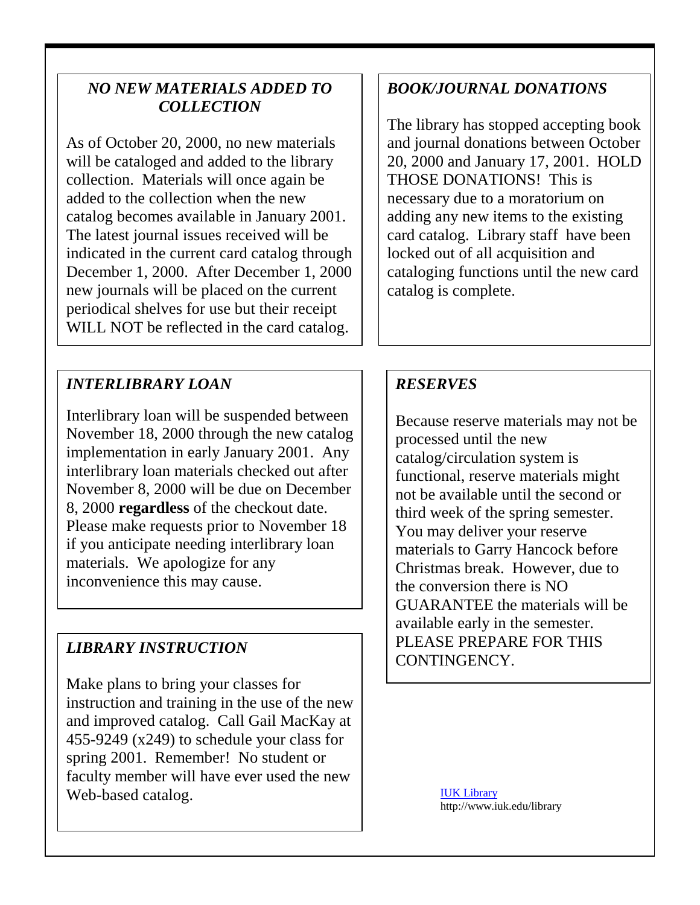## *NO NEW MATERIALS ADDED TO COLLECTION*

As of October 20, 2000, no new materials will be cataloged and added to the library collection. Materials will once again be added to the collection when the new catalog becomes available in January 2001. The latest journal issues received will be indicated in the current card catalog through December 1, 2000. After December 1, 2000 new journals will be placed on the current periodical shelves for use but their receipt WILL NOT be reflected in the card catalog.

## *INTERLIBRARY LOAN*

Interlibrary loan will be suspended between November 18, 2000 through the new catalog implementation in early January 2001. Any interlibrary loan materials checked out after November 8, 2000 will be due on December 8, 2000 **regardless** of the checkout date. Please make requests prior to November 18 if you anticipate needing interlibrary loan materials. We apologize for any inconvenience this may cause.

## *LIBRARY INSTRUCTION*

Make plans to bring your classes for instruction and training in the use of the new and improved catalog. Call Gail MacKay at 455-9249 (x249) to schedule your class for spring 2001. Remember! No student or faculty member will have ever used the new Web-based catalog.

## *BOOK/JOURNAL DONATIONS*

The library has stopped accepting book and journal donations between October 20, 2000 and January 17, 2001. HOLD THOSE DONATIONS! This is necessary due to a moratorium on adding any new items to the existing card catalog. Library staff have been locked out of all acquisition and cataloging functions until the new card catalog is complete.

## *RESERVES*

Because reserve materials may not be processed until the new catalog/circulation system is functional, reserve materials might not be available until the second or third week of the spring semester. You may deliver your reserve materials to Garry Hancock before Christmas break. However, due to the conversion there is NO GUARANTEE the materials will be available early in the semester. PLEASE PREPARE FOR THIS CONTINGENCY.

IUK Library
http://www.iuk.edu/library